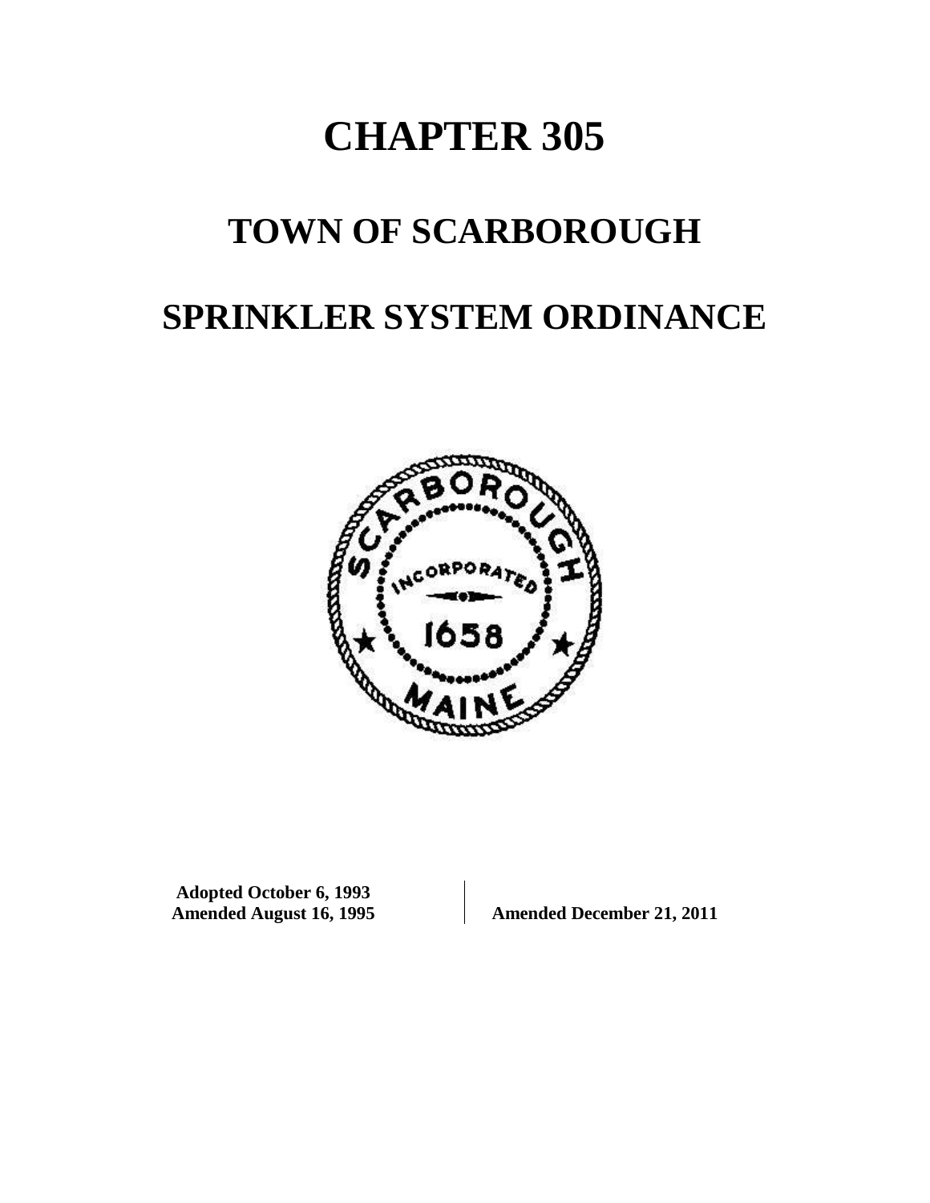# CHAPTER 305

# TOWN OF SCARBOROUGH

# SPRINKLER SYSTEM ORDINANCE

**Adopted October 6, 1993**
**Amended August 16, 1995**

**Amended December 21, 2011**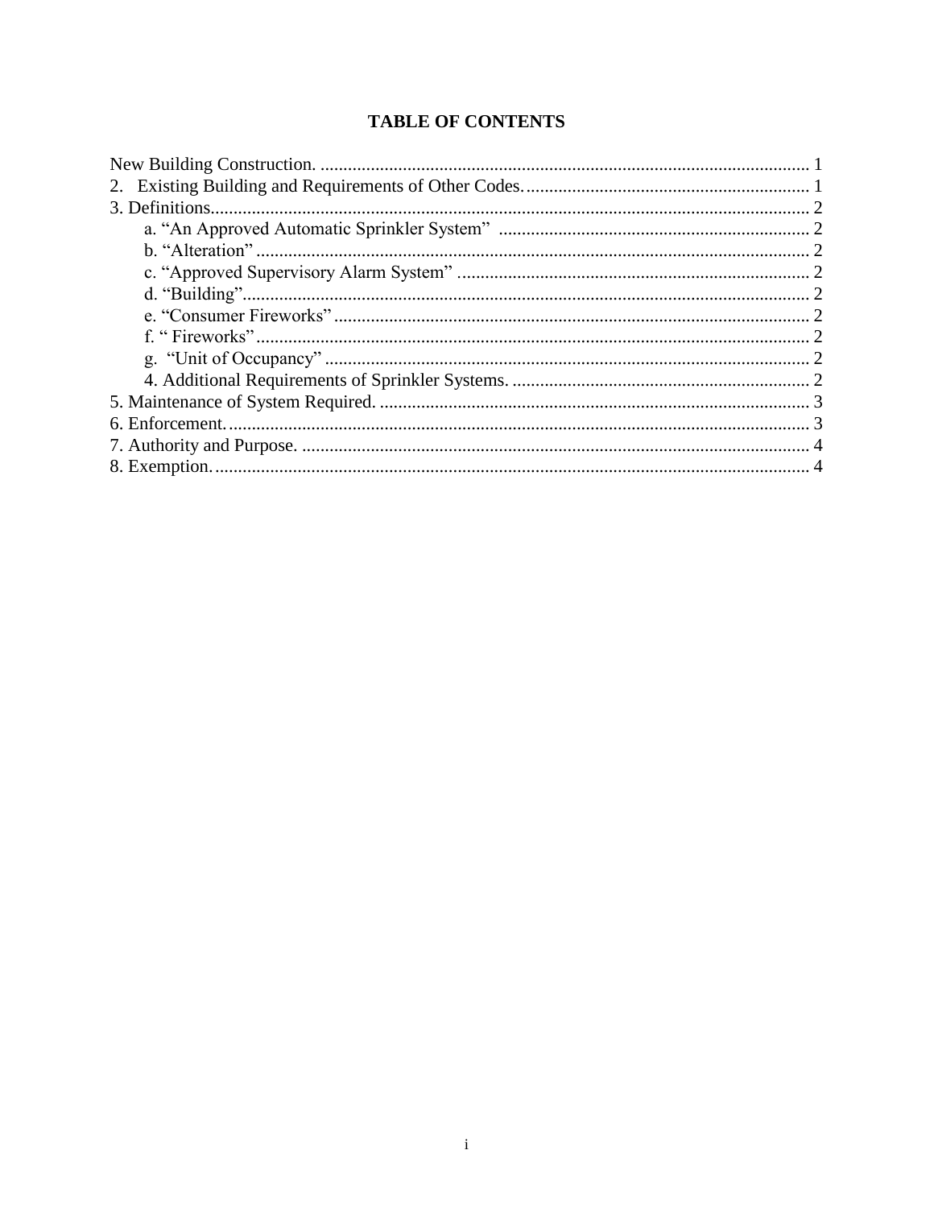# TABLE OF CONTENTS

New Building Construction. .......................................................................................................... 1
2. Existing Building and Requirements of Other Codes. ............................................................ 1
3. Definitions.................................................................................................................................. 2
   a. "An Approved Automatic Sprinkler System" .................................................................... 2
   b. "Alteration" ......................................................................................................................... 2
   c. "Approved Supervisory Alarm System" ............................................................................. 2
   d. "Building"............................................................................................................................ 2
   e. "Consumer Fireworks" ....................................................................................................... 2
   f. " Fireworks" ......................................................................................................................... 2
   g. "Unit of Occupancy" ........................................................................................................... 2
   4. Additional Requirements of Sprinkler Systems. ................................................................ 2
5. Maintenance of System Required. ............................................................................................. 3
6. Enforcement. .............................................................................................................................. 3
7. Authority and Purpose. .............................................................................................................. 4
8. Exemption. ................................................................................................................................. 4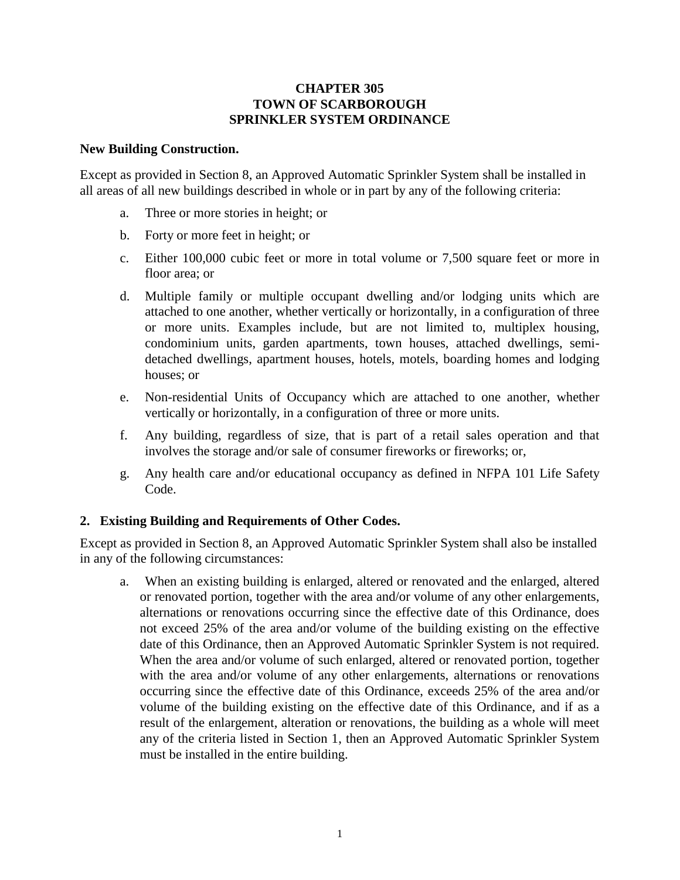**CHAPTER 305**
**TOWN OF SCARBOROUGH**
**SPRINKLER SYSTEM ORDINANCE**

**New Building Construction.**

Except as provided in Section 8, an Approved Automatic Sprinkler System shall be installed in all areas of all new buildings described in whole or in part by any of the following criteria:

a. Three or more stories in height; or

b. Forty or more feet in height; or

c. Either 100,000 cubic feet or more in total volume or 7,500 square feet or more in floor area; or

d. Multiple family or multiple occupant dwelling and/or lodging units which are attached to one another, whether vertically or horizontally, in a configuration of three or more units. Examples include, but are not limited to, multiplex housing, condominium units, garden apartments, town houses, attached dwellings, semi-detached dwellings, apartment houses, hotels, motels, boarding homes and lodging houses; or

e. Non-residential Units of Occupancy which are attached to one another, whether vertically or horizontally, in a configuration of three or more units.

f. Any building, regardless of size, that is part of a retail sales operation and that involves the storage and/or sale of consumer fireworks or fireworks; or,

g. Any health care and/or educational occupancy as defined in NFPA 101 Life Safety Code.

**2. Existing Building and Requirements of Other Codes.**

Except as provided in Section 8, an Approved Automatic Sprinkler System shall also be installed in any of the following circumstances:

a. When an existing building is enlarged, altered or renovated and the enlarged, altered or renovated portion, together with the area and/or volume of any other enlargements, alternations or renovations occurring since the effective date of this Ordinance, does not exceed 25% of the area and/or volume of the building existing on the effective date of this Ordinance, then an Approved Automatic Sprinkler System is not required. When the area and/or volume of such enlarged, altered or renovated portion, together with the area and/or volume of any other enlargements, alternations or renovations occurring since the effective date of this Ordinance, exceeds 25% of the area and/or volume of the building existing on the effective date of this Ordinance, and if as a result of the enlargement, alteration or renovations, the building as a whole will meet any of the criteria listed in Section 1, then an Approved Automatic Sprinkler System must be installed in the entire building.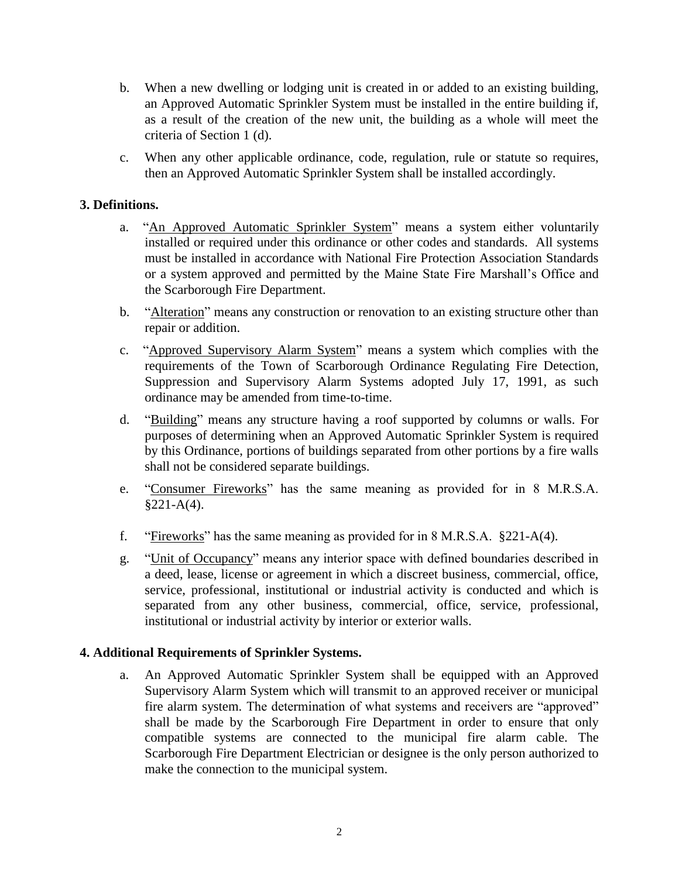b. When a new dwelling or lodging unit is created in or added to an existing building, an Approved Automatic Sprinkler System must be installed in the entire building if, as a result of the creation of the new unit, the building as a whole will meet the criteria of Section 1 (d).

c. When any other applicable ordinance, code, regulation, rule or statute so requires, then an Approved Automatic Sprinkler System shall be installed accordingly.

**3. Definitions.**

a. "An Approved Automatic Sprinkler System" means a system either voluntarily installed or required under this ordinance or other codes and standards. All systems must be installed in accordance with National Fire Protection Association Standards or a system approved and permitted by the Maine State Fire Marshall's Office and the Scarborough Fire Department.

b. "Alteration" means any construction or renovation to an existing structure other than repair or addition.

c. "Approved Supervisory Alarm System" means a system which complies with the requirements of the Town of Scarborough Ordinance Regulating Fire Detection, Suppression and Supervisory Alarm Systems adopted July 17, 1991, as such ordinance may be amended from time-to-time.

d. "Building" means any structure having a roof supported by columns or walls. For purposes of determining when an Approved Automatic Sprinkler System is required by this Ordinance, portions of buildings separated from other portions by a fire walls shall not be considered separate buildings.

e. "Consumer Fireworks" has the same meaning as provided for in 8 M.R.S.A. §221-A(4).

f. "Fireworks" has the same meaning as provided for in 8 M.R.S.A. §221-A(4).

g. "Unit of Occupancy" means any interior space with defined boundaries described in a deed, lease, license or agreement in which a discreet business, commercial, office, service, professional, institutional or industrial activity is conducted and which is separated from any other business, commercial, office, service, professional, institutional or industrial activity by interior or exterior walls.

**4. Additional Requirements of Sprinkler Systems.**

a. An Approved Automatic Sprinkler System shall be equipped with an Approved Supervisory Alarm System which will transmit to an approved receiver or municipal fire alarm system. The determination of what systems and receivers are "approved" shall be made by the Scarborough Fire Department in order to ensure that only compatible systems are connected to the municipal fire alarm cable. The Scarborough Fire Department Electrician or designee is the only person authorized to make the connection to the municipal system.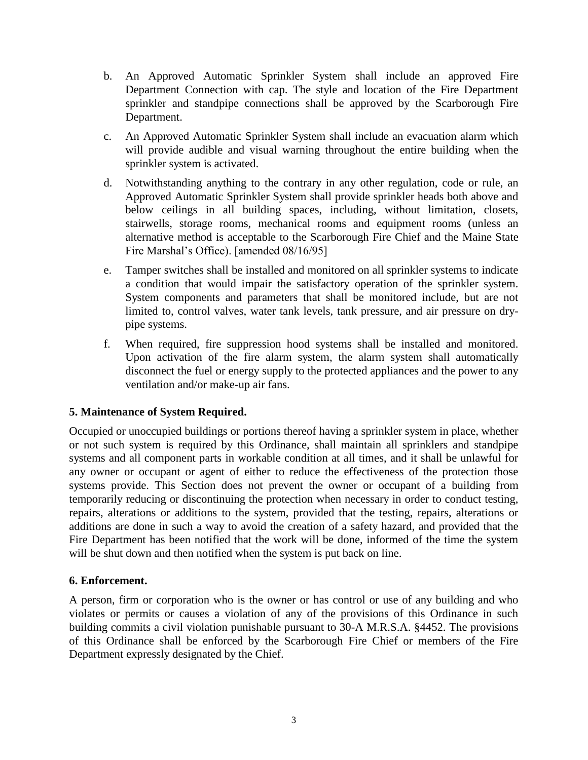b. An Approved Automatic Sprinkler System shall include an approved Fire Department Connection with cap. The style and location of the Fire Department sprinkler and standpipe connections shall be approved by the Scarborough Fire Department.

c. An Approved Automatic Sprinkler System shall include an evacuation alarm which will provide audible and visual warning throughout the entire building when the sprinkler system is activated.

d. Notwithstanding anything to the contrary in any other regulation, code or rule, an Approved Automatic Sprinkler System shall provide sprinkler heads both above and below ceilings in all building spaces, including, without limitation, closets, stairwells, storage rooms, mechanical rooms and equipment rooms (unless an alternative method is acceptable to the Scarborough Fire Chief and the Maine State Fire Marshal's Office). [amended 08/16/95]

e. Tamper switches shall be installed and monitored on all sprinkler systems to indicate a condition that would impair the satisfactory operation of the sprinkler system. System components and parameters that shall be monitored include, but are not limited to, control valves, water tank levels, tank pressure, and air pressure on dry-pipe systems.

f. When required, fire suppression hood systems shall be installed and monitored. Upon activation of the fire alarm system, the alarm system shall automatically disconnect the fuel or energy supply to the protected appliances and the power to any ventilation and/or make-up air fans.

**5. Maintenance of System Required.**

Occupied or unoccupied buildings or portions thereof having a sprinkler system in place, whether or not such system is required by this Ordinance, shall maintain all sprinklers and standpipe systems and all component parts in workable condition at all times, and it shall be unlawful for any owner or occupant or agent of either to reduce the effectiveness of the protection those systems provide. This Section does not prevent the owner or occupant of a building from temporarily reducing or discontinuing the protection when necessary in order to conduct testing, repairs, alterations or additions to the system, provided that the testing, repairs, alterations or additions are done in such a way to avoid the creation of a safety hazard, and provided that the Fire Department has been notified that the work will be done, informed of the time the system will be shut down and then notified when the system is put back on line.

**6. Enforcement.**

A person, firm or corporation who is the owner or has control or use of any building and who violates or permits or causes a violation of any of the provisions of this Ordinance in such building commits a civil violation punishable pursuant to 30-A M.R.S.A. §4452. The provisions of this Ordinance shall be enforced by the Scarborough Fire Chief or members of the Fire Department expressly designated by the Chief.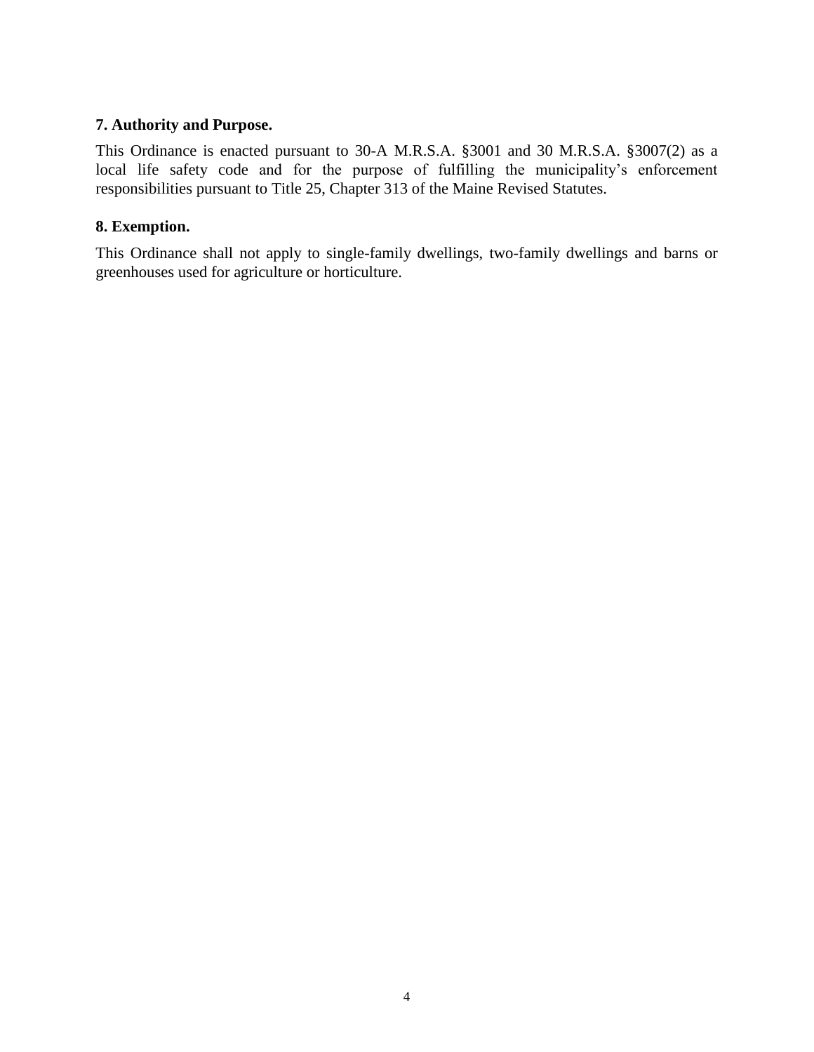**7. Authority and Purpose.**

This Ordinance is enacted pursuant to 30-A M.R.S.A. §3001 and 30 M.R.S.A. §3007(2) as a local life safety code and for the purpose of fulfilling the municipality’s enforcement responsibilities pursuant to Title 25, Chapter 313 of the Maine Revised Statutes.

**8. Exemption.**

This Ordinance shall not apply to single-family dwellings, two-family dwellings and barns or greenhouses used for agriculture or horticulture.